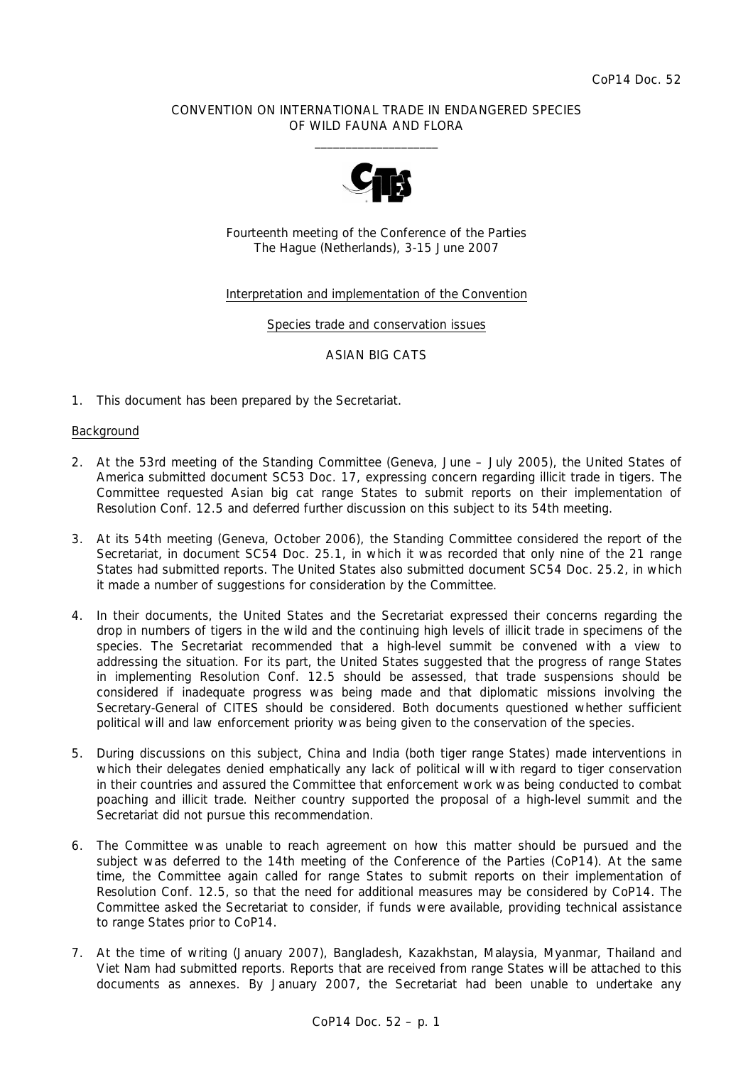CoP14 Doc. 52

CONVENTION ON INTERNATIONAL TRADE IN ENDANGERED SPECIES
OF WILD FAUNA AND FLORA

\_\_\_\_\_\_\_\_\_\_\_\_\_\_\_\_\_\_\_\_

Fourteenth meeting of the Conference of the Parties
The Hague (Netherlands), 3-15 June 2007

Interpretation and implementation of the Convention

Species trade and conservation issues

ASIAN BIG CATS

1. This document has been prepared by the Secretariat.

## Background

2. At the 53rd meeting of the Standing Committee (Geneva, June – July 2005), the United States of America submitted document SC53 Doc. 17, expressing concern regarding illicit trade in tigers. The Committee requested Asian big cat range States to submit reports on their implementation of Resolution Conf. 12.5 and deferred further discussion on this subject to its 54th meeting.

3. At its 54th meeting (Geneva, October 2006), the Standing Committee considered the report of the Secretariat, in document SC54 Doc. 25.1, in which it was recorded that only nine of the 21 range States had submitted reports. The United States also submitted document SC54 Doc. 25.2, in which it made a number of suggestions for consideration by the Committee.

4. In their documents, the United States and the Secretariat expressed their concerns regarding the drop in numbers of tigers in the wild and the continuing high levels of illicit trade in specimens of the species. The Secretariat recommended that a high-level summit be convened with a view to addressing the situation. For its part, the United States suggested that the progress of range States in implementing Resolution Conf. 12.5 should be assessed, that trade suspensions should be considered if inadequate progress was being made and that diplomatic missions involving the Secretary-General of CITES should be considered. Both documents questioned whether sufficient political will and law enforcement priority was being given to the conservation of the species.

5. During discussions on this subject, China and India (both tiger range States) made interventions in which their delegates denied emphatically any lack of political will with regard to tiger conservation in their countries and assured the Committee that enforcement work was being conducted to combat poaching and illicit trade. Neither country supported the proposal of a high-level summit and the Secretariat did not pursue this recommendation.

6. The Committee was unable to reach agreement on how this matter should be pursued and the subject was deferred to the 14th meeting of the Conference of the Parties (CoP14). At the same time, the Committee again called for range States to submit reports on their implementation of Resolution Conf. 12.5, so that the need for additional measures may be considered by CoP14. The Committee asked the Secretariat to consider, if funds were available, providing technical assistance to range States prior to CoP14.

7. At the time of writing (January 2007), Bangladesh, Kazakhstan, Malaysia, Myanmar, Thailand and Viet Nam had submitted reports. Reports that are received from range States will be attached to this documents as annexes. By January 2007, the Secretariat had been unable to undertake any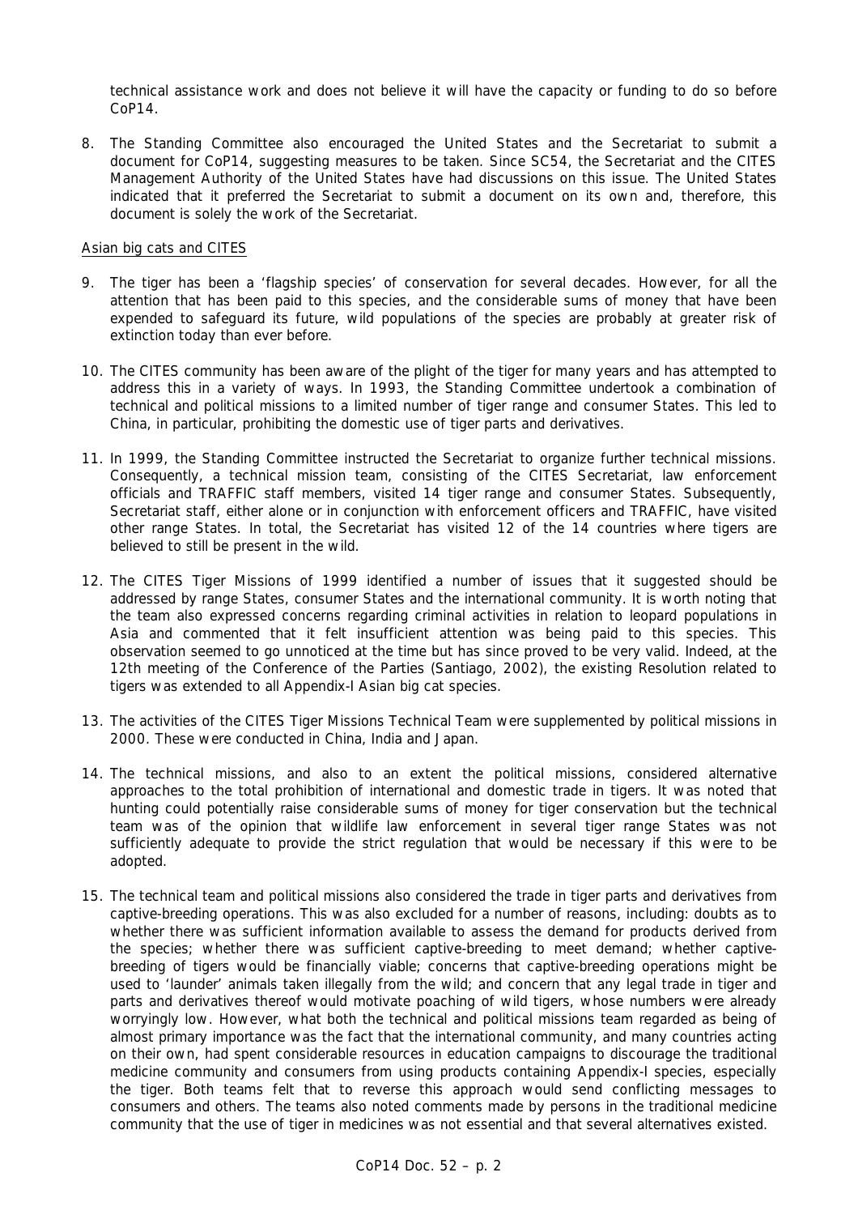technical assistance work and does not believe it will have the capacity or funding to do so before CoP14.

8. The Standing Committee also encouraged the United States and the Secretariat to submit a document for CoP14, suggesting measures to be taken. Since SC54, the Secretariat and the CITES Management Authority of the United States have had discussions on this issue. The United States indicated that it preferred the Secretariat to submit a document on its own and, therefore, this document is solely the work of the Secretariat.

Asian big cats and CITES

9. The tiger has been a 'flagship species' of conservation for several decades. However, for all the attention that has been paid to this species, and the considerable sums of money that have been expended to safeguard its future, wild populations of the species are probably at greater risk of extinction today than ever before.

10. The CITES community has been aware of the plight of the tiger for many years and has attempted to address this in a variety of ways. In 1993, the Standing Committee undertook a combination of technical and political missions to a limited number of tiger range and consumer States. This led to China, in particular, prohibiting the domestic use of tiger parts and derivatives.

11. In 1999, the Standing Committee instructed the Secretariat to organize further technical missions. Consequently, a technical mission team, consisting of the CITES Secretariat, law enforcement officials and TRAFFIC staff members, visited 14 tiger range and consumer States. Subsequently, Secretariat staff, either alone or in conjunction with enforcement officers and TRAFFIC, have visited other range States. In total, the Secretariat has visited 12 of the 14 countries where tigers are believed to still be present in the wild.

12. The CITES Tiger Missions of 1999 identified a number of issues that it suggested should be addressed by range States, consumer States and the international community. It is worth noting that the team also expressed concerns regarding criminal activities in relation to leopard populations in Asia and commented that it felt insufficient attention was being paid to this species. This observation seemed to go unnoticed at the time but has since proved to be very valid. Indeed, at the 12th meeting of the Conference of the Parties (Santiago, 2002), the existing Resolution related to tigers was extended to all Appendix-I Asian big cat species.

13. The activities of the CITES Tiger Missions Technical Team were supplemented by political missions in 2000. These were conducted in China, India and Japan.

14. The technical missions, and also to an extent the political missions, considered alternative approaches to the total prohibition of international and domestic trade in tigers. It was noted that hunting could potentially raise considerable sums of money for tiger conservation but the technical team was of the opinion that wildlife law enforcement in several tiger range States was not sufficiently adequate to provide the strict regulation that would be necessary if this were to be adopted.

15. The technical team and political missions also considered the trade in tiger parts and derivatives from captive-breeding operations. This was also excluded for a number of reasons, including: doubts as to whether there was sufficient information available to assess the demand for products derived from the species; whether there was sufficient captive-breeding to meet demand; whether captive-breeding of tigers would be financially viable; concerns that captive-breeding operations might be used to 'launder' animals taken illegally from the wild; and concern that any legal trade in tiger and parts and derivatives thereof would motivate poaching of wild tigers, whose numbers were already worryingly low. However, what both the technical and political missions team regarded as being of almost primary importance was the fact that the international community, and many countries acting on their own, had spent considerable resources in education campaigns to discourage the traditional medicine community and consumers from using products containing Appendix-I species, especially the tiger. Both teams felt that to reverse this approach would send conflicting messages to consumers and others. The teams also noted comments made by persons in the traditional medicine community that the use of tiger in medicines was not essential and that several alternatives existed.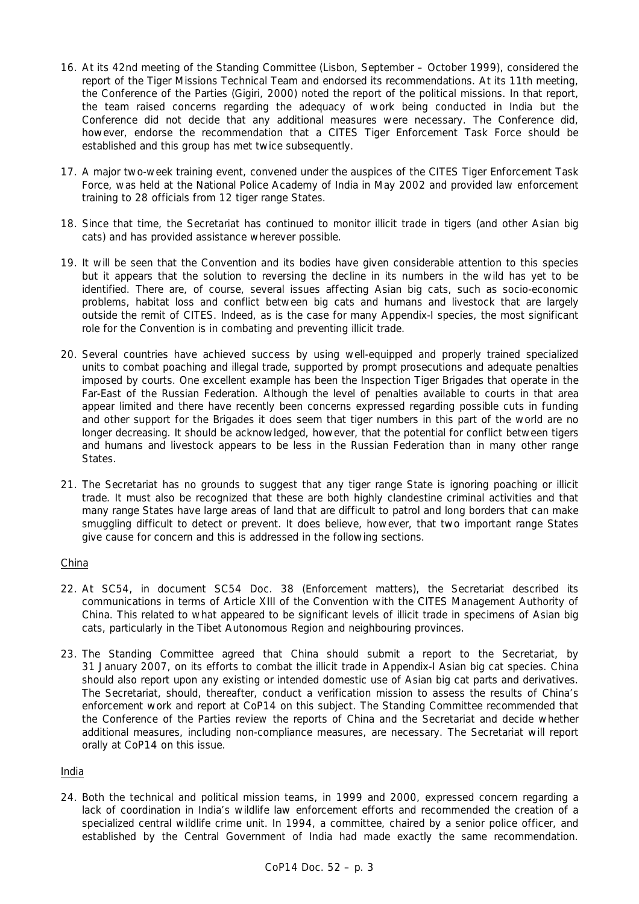16. At its 42nd meeting of the Standing Committee (Lisbon, September – October 1999), considered the report of the Tiger Missions Technical Team and endorsed its recommendations. At its 11th meeting, the Conference of the Parties (Gigiri, 2000) noted the report of the political missions. In that report, the team raised concerns regarding the adequacy of work being conducted in India but the Conference did not decide that any additional measures were necessary. The Conference did, however, endorse the recommendation that a CITES Tiger Enforcement Task Force should be established and this group has met twice subsequently.

17. A major two-week training event, convened under the auspices of the CITES Tiger Enforcement Task Force, was held at the National Police Academy of India in May 2002 and provided law enforcement training to 28 officials from 12 tiger range States.

18. Since that time, the Secretariat has continued to monitor illicit trade in tigers (and other Asian big cats) and has provided assistance wherever possible.

19. It will be seen that the Convention and its bodies have given considerable attention to this species but it appears that the solution to reversing the decline in its numbers in the wild has yet to be identified. There are, of course, several issues affecting Asian big cats, such as socio-economic problems, habitat loss and conflict between big cats and humans and livestock that are largely outside the remit of CITES. Indeed, as is the case for many Appendix-I species, the most significant role for the Convention is in combating and preventing illicit trade.

20. Several countries have achieved success by using well-equipped and properly trained specialized units to combat poaching and illegal trade, supported by prompt prosecutions and adequate penalties imposed by courts. One excellent example has been the Inspection Tiger Brigades that operate in the Far-East of the Russian Federation. Although the level of penalties available to courts in that area appear limited and there have recently been concerns expressed regarding possible cuts in funding and other support for the Brigades it does seem that tiger numbers in this part of the world are no longer decreasing. It should be acknowledged, however, that the potential for conflict between tigers and humans and livestock appears to be less in the Russian Federation than in many other range States.

21. The Secretariat has no grounds to suggest that any tiger range State is ignoring poaching or illicit trade. It must also be recognized that these are both highly clandestine criminal activities and that many range States have large areas of land that are difficult to patrol and long borders that can make smuggling difficult to detect or prevent. It does believe, however, that two important range States give cause for concern and this is addressed in the following sections.

<u>China</u>

22. At SC54, in document SC54 Doc. 38 (Enforcement matters), the Secretariat described its communications in terms of Article XIII of the Convention with the CITES Management Authority of China. This related to what appeared to be significant levels of illicit trade in specimens of Asian big cats, particularly in the Tibet Autonomous Region and neighbouring provinces.

23. The Standing Committee agreed that China should submit a report to the Secretariat, by 31 January 2007, on its efforts to combat the illicit trade in Appendix-I Asian big cat species. China should also report upon any existing or intended domestic use of Asian big cat parts and derivatives. The Secretariat, should, thereafter, conduct a verification mission to assess the results of China's enforcement work and report at CoP14 on this subject. The Standing Committee recommended that the Conference of the Parties review the reports of China and the Secretariat and decide whether additional measures, including non-compliance measures, are necessary. The Secretariat will report orally at CoP14 on this issue.

<u>India</u>

24. Both the technical and political mission teams, in 1999 and 2000, expressed concern regarding a lack of coordination in India's wildlife law enforcement efforts and recommended the creation of a specialized central wildlife crime unit. In 1994, a committee, chaired by a senior police officer, and established by the Central Government of India had made exactly the same recommendation.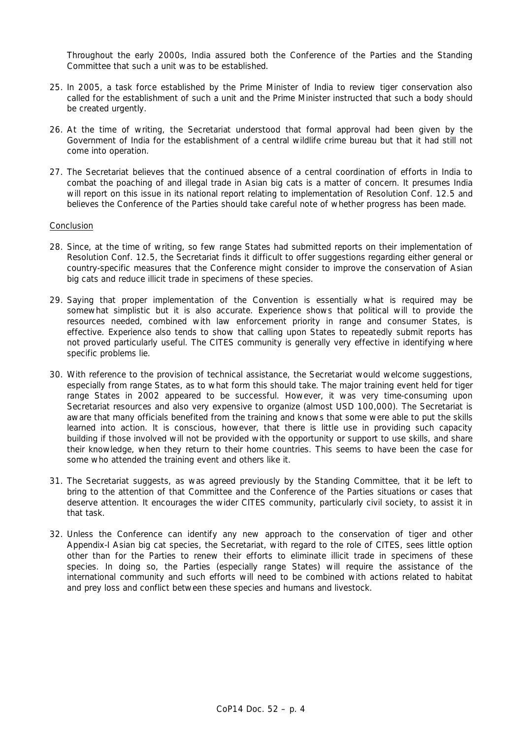Throughout the early 2000s, India assured both the Conference of the Parties and the Standing Committee that such a unit was to be established.

25. In 2005, a task force established by the Prime Minister of India to review tiger conservation also called for the establishment of such a unit and the Prime Minister instructed that such a body should be created urgently.

26. At the time of writing, the Secretariat understood that formal approval had been given by the Government of India for the establishment of a central wildlife crime bureau but that it had still not come into operation.

27. The Secretariat believes that the continued absence of a central coordination of efforts in India to combat the poaching of and illegal trade in Asian big cats is a matter of concern. It presumes India will report on this issue in its national report relating to implementation of Resolution Conf. 12.5 and believes the Conference of the Parties should take careful note of whether progress has been made.

Conclusion

28. Since, at the time of writing, so few range States had submitted reports on their implementation of Resolution Conf. 12.5, the Secretariat finds it difficult to offer suggestions regarding either general or country-specific measures that the Conference might consider to improve the conservation of Asian big cats and reduce illicit trade in specimens of these species.

29. Saying that proper implementation of the Convention is essentially what is required may be somewhat simplistic but it is also accurate. Experience shows that political will to provide the resources needed, combined with law enforcement priority in range and consumer States, is effective. Experience also tends to show that calling upon States to repeatedly submit reports has not proved particularly useful. The CITES community is generally very effective in identifying where specific problems lie.

30. With reference to the provision of technical assistance, the Secretariat would welcome suggestions, especially from range States, as to what form this should take. The major training event held for tiger range States in 2002 appeared to be successful. However, it was very time-consuming upon Secretariat resources and also very expensive to organize (almost USD 100,000). The Secretariat is aware that many officials benefited from the training and knows that some were able to put the skills learned into action. It is conscious, however, that there is little use in providing such capacity building if those involved will not be provided with the opportunity or support to use skills, and share their knowledge, when they return to their home countries. This seems to have been the case for some who attended the training event and others like it.

31. The Secretariat suggests, as was agreed previously by the Standing Committee, that it be left to bring to the attention of that Committee and the Conference of the Parties situations or cases that deserve attention. It encourages the wider CITES community, particularly civil society, to assist it in that task.

32. Unless the Conference can identify any new approach to the conservation of tiger and other Appendix-I Asian big cat species, the Secretariat, with regard to the role of CITES, sees little option other than for the Parties to renew their efforts to eliminate illicit trade in specimens of these species. In doing so, the Parties (especially range States) will require the assistance of the international community and such efforts will need to be combined with actions related to habitat and prey loss and conflict between these species and humans and livestock.